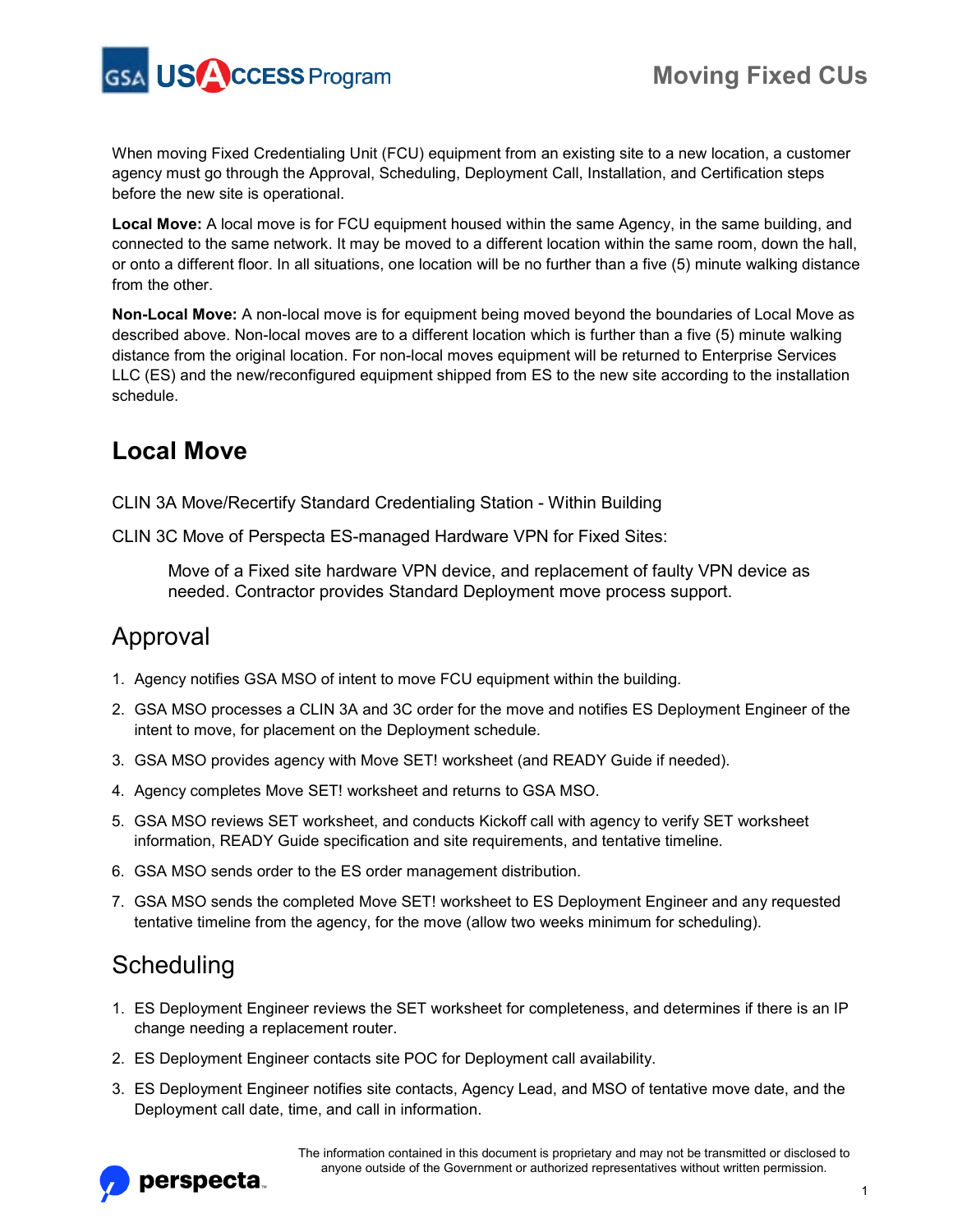# Moving Fixed CUs

When moving Fixed Credentialing Unit (FCU) equipment from an existing site to a new location, a customer agency must go through the Approval, Scheduling, Deployment Call, Installation, and Certification steps before the new site is operational.

**Local Move:** A local move is for FCU equipment housed within the same Agency, in the same building, and connected to the same network. It may be moved to a different location within the same room, down the hall, or onto a different floor. In all situations, one location will be no further than a five (5) minute walking distance from the other.

**Non-Local Move:** A non-local move is for equipment being moved beyond the boundaries of Local Move as described above. Non-local moves are to a different location which is further than a five (5) minute walking distance from the original location. For non-local moves equipment will be returned to Enterprise Services LLC (ES) and the new/reconfigured equipment shipped from ES to the new site according to the installation schedule.

## Local Move

CLIN 3A Move/Recertify Standard Credentialing Station - Within Building

CLIN 3C Move of Perspecta ES-managed Hardware VPN for Fixed Sites:

> Move of a Fixed site hardware VPN device, and replacement of faulty VPN device as needed. Contractor provides Standard Deployment move process support.

## Approval

1. Agency notifies GSA MSO of intent to move FCU equipment within the building.
2. GSA MSO processes a CLIN 3A and 3C order for the move and notifies ES Deployment Engineer of the intent to move, for placement on the Deployment schedule.
3. GSA MSO provides agency with Move SET! worksheet (and READY Guide if needed).
4. Agency completes Move SET! worksheet and returns to GSA MSO.
5. GSA MSO reviews SET worksheet, and conducts Kickoff call with agency to verify SET worksheet information, READY Guide specification and site requirements, and tentative timeline.
6. GSA MSO sends order to the ES order management distribution.
7. GSA MSO sends the completed Move SET! worksheet to ES Deployment Engineer and any requested tentative timeline from the agency, for the move (allow two weeks minimum for scheduling).

## Scheduling

1. ES Deployment Engineer reviews the SET worksheet for completeness, and determines if there is an IP change needing a replacement router.
2. ES Deployment Engineer contacts site POC for Deployment call availability.
3. ES Deployment Engineer notifies site contacts, Agency Lead, and MSO of tentative move date, and the Deployment call date, time, and call in information.

The information contained in this document is proprietary and may not be transmitted or disclosed to anyone outside of the Government or authorized representatives without written permission.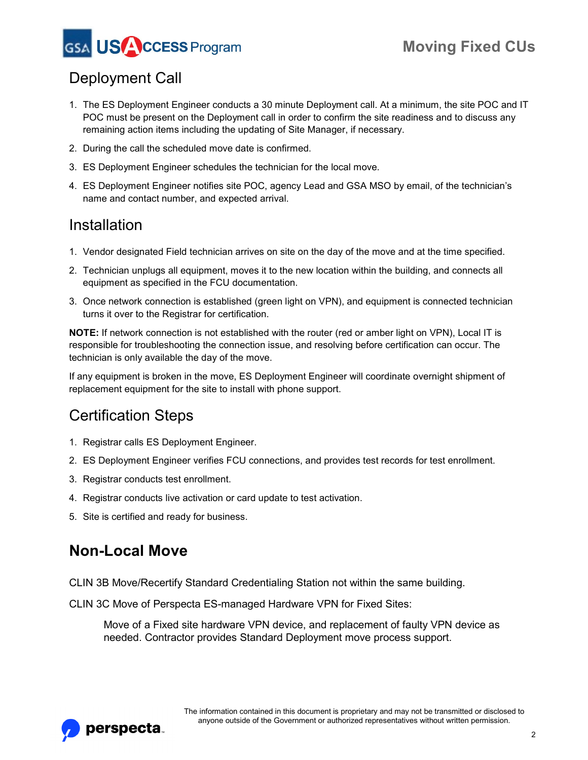## Deployment Call

1. The ES Deployment Engineer conducts a 30 minute Deployment call. At a minimum, the site POC and IT POC must be present on the Deployment call in order to confirm the site readiness and to discuss any remaining action items including the updating of Site Manager, if necessary.
2. During the call the scheduled move date is confirmed.
3. ES Deployment Engineer schedules the technician for the local move.
4. ES Deployment Engineer notifies site POC, agency Lead and GSA MSO by email, of the technician's name and contact number, and expected arrival.

## Installation

1. Vendor designated Field technician arrives on site on the day of the move and at the time specified.
2. Technician unplugs all equipment, moves it to the new location within the building, and connects all equipment as specified in the FCU documentation.
3. Once network connection is established (green light on VPN), and equipment is connected technician turns it over to the Registrar for certification.

**NOTE:** If network connection is not established with the router (red or amber light on VPN), Local IT is responsible for troubleshooting the connection issue, and resolving before certification can occur. The technician is only available the day of the move.

If any equipment is broken in the move, ES Deployment Engineer will coordinate overnight shipment of replacement equipment for the site to install with phone support.

## Certification Steps

1. Registrar calls ES Deployment Engineer.
2. ES Deployment Engineer verifies FCU connections, and provides test records for test enrollment.
3. Registrar conducts test enrollment.
4. Registrar conducts live activation or card update to test activation.
5. Site is certified and ready for business.

# Non-Local Move

CLIN 3B Move/Recertify Standard Credentialing Station not within the same building.

CLIN 3C Move of Perspecta ES-managed Hardware VPN for Fixed Sites:

> Move of a Fixed site hardware VPN device, and replacement of faulty VPN device as needed. Contractor provides Standard Deployment move process support.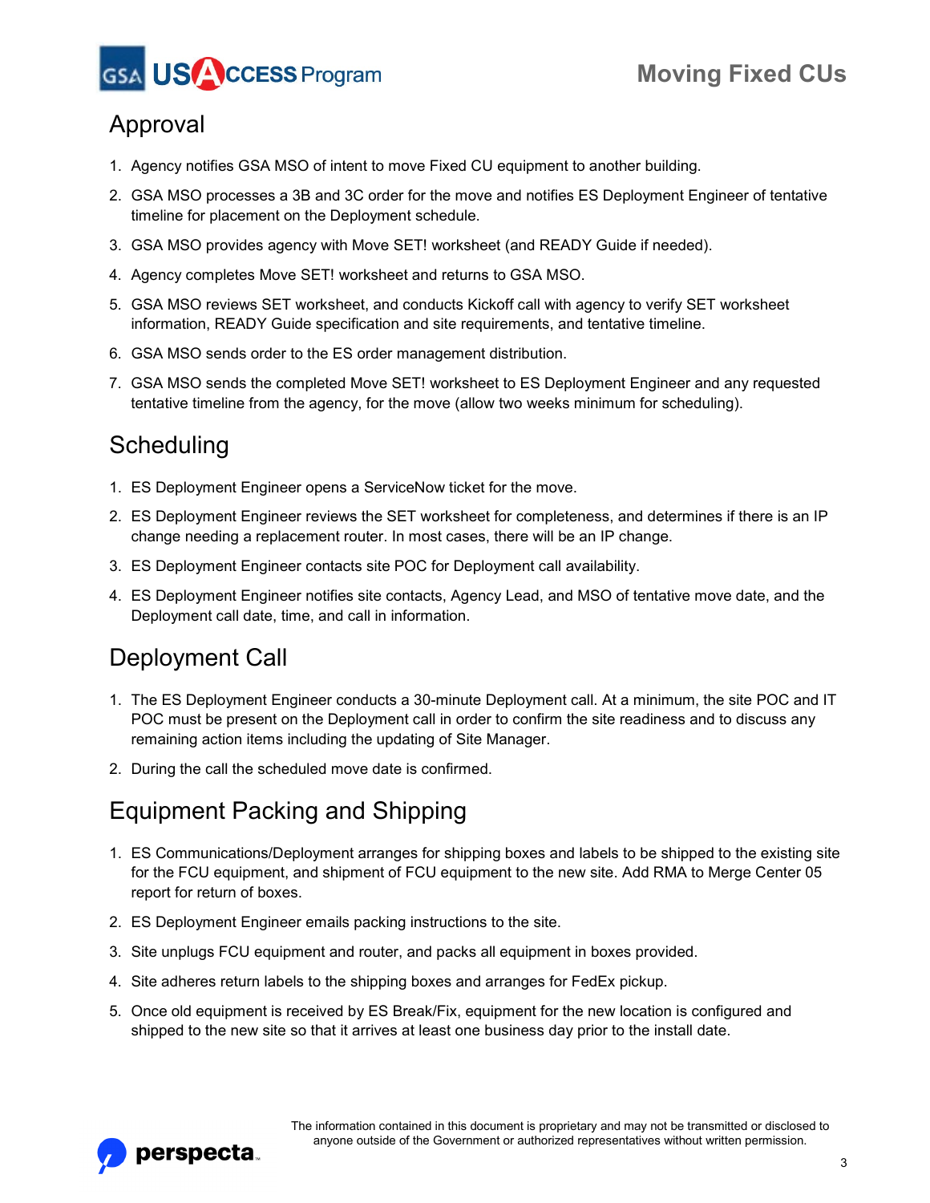## Approval

1. Agency notifies GSA MSO of intent to move Fixed CU equipment to another building.
2. GSA MSO processes a 3B and 3C order for the move and notifies ES Deployment Engineer of tentative timeline for placement on the Deployment schedule.
3. GSA MSO provides agency with Move SET! worksheet (and READY Guide if needed).
4. Agency completes Move SET! worksheet and returns to GSA MSO.
5. GSA MSO reviews SET worksheet, and conducts Kickoff call with agency to verify SET worksheet information, READY Guide specification and site requirements, and tentative timeline.
6. GSA MSO sends order to the ES order management distribution.
7. GSA MSO sends the completed Move SET! worksheet to ES Deployment Engineer and any requested tentative timeline from the agency, for the move (allow two weeks minimum for scheduling).

## Scheduling

1. ES Deployment Engineer opens a ServiceNow ticket for the move.
2. ES Deployment Engineer reviews the SET worksheet for completeness, and determines if there is an IP change needing a replacement router. In most cases, there will be an IP change.
3. ES Deployment Engineer contacts site POC for Deployment call availability.
4. ES Deployment Engineer notifies site contacts, Agency Lead, and MSO of tentative move date, and the Deployment call date, time, and call in information.

## Deployment Call

1. The ES Deployment Engineer conducts a 30-minute Deployment call. At a minimum, the site POC and IT POC must be present on the Deployment call in order to confirm the site readiness and to discuss any remaining action items including the updating of Site Manager.
2. During the call the scheduled move date is confirmed.

## Equipment Packing and Shipping

1. ES Communications/Deployment arranges for shipping boxes and labels to be shipped to the existing site for the FCU equipment, and shipment of FCU equipment to the new site. Add RMA to Merge Center 05 report for return of boxes.
2. ES Deployment Engineer emails packing instructions to the site.
3. Site unplugs FCU equipment and router, and packs all equipment in boxes provided.
4. Site adheres return labels to the shipping boxes and arranges for FedEx pickup.
5. Once old equipment is received by ES Break/Fix, equipment for the new location is configured and shipped to the new site so that it arrives at least one business day prior to the install date.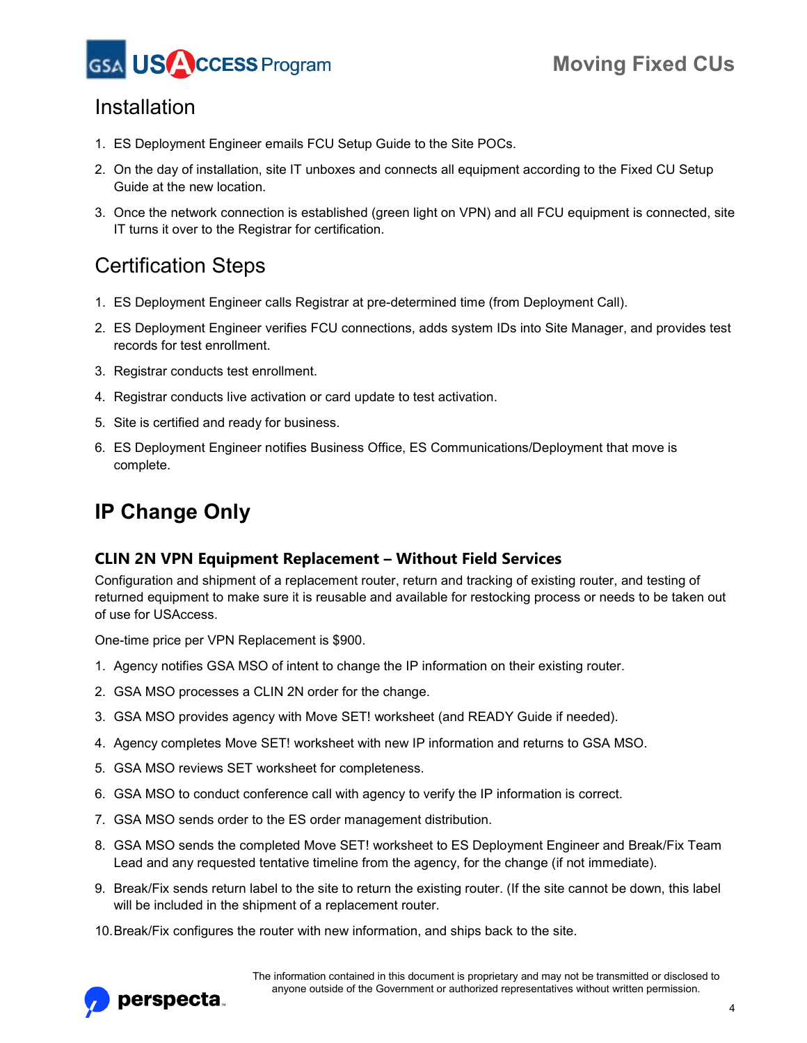## Installation

1. ES Deployment Engineer emails FCU Setup Guide to the Site POCs.
2. On the day of installation, site IT unboxes and connects all equipment according to the Fixed CU Setup Guide at the new location.
3. Once the network connection is established (green light on VPN) and all FCU equipment is connected, site IT turns it over to the Registrar for certification.

## Certification Steps

1. ES Deployment Engineer calls Registrar at pre-determined time (from Deployment Call).
2. ES Deployment Engineer verifies FCU connections, adds system IDs into Site Manager, and provides test records for test enrollment.
3. Registrar conducts test enrollment.
4. Registrar conducts live activation or card update to test activation.
5. Site is certified and ready for business.
6. ES Deployment Engineer notifies Business Office, ES Communications/Deployment that move is complete.

# IP Change Only

### CLIN 2N VPN Equipment Replacement – Without Field Services

Configuration and shipment of a replacement router, return and tracking of existing router, and testing of returned equipment to make sure it is reusable and available for restocking process or needs to be taken out of use for USAccess.

One-time price per VPN Replacement is $900.

1. Agency notifies GSA MSO of intent to change the IP information on their existing router.
2. GSA MSO processes a CLIN 2N order for the change.
3. GSA MSO provides agency with Move SET! worksheet (and READY Guide if needed).
4. Agency completes Move SET! worksheet with new IP information and returns to GSA MSO.
5. GSA MSO reviews SET worksheet for completeness.
6. GSA MSO to conduct conference call with agency to verify the IP information is correct.
7. GSA MSO sends order to the ES order management distribution.
8. GSA MSO sends the completed Move SET! worksheet to ES Deployment Engineer and Break/Fix Team Lead and any requested tentative timeline from the agency, for the change (if not immediate).
9. Break/Fix sends return label to the site to return the existing router. (If the site cannot be down, this label will be included in the shipment of a replacement router.
10. Break/Fix configures the router with new information, and ships back to the site.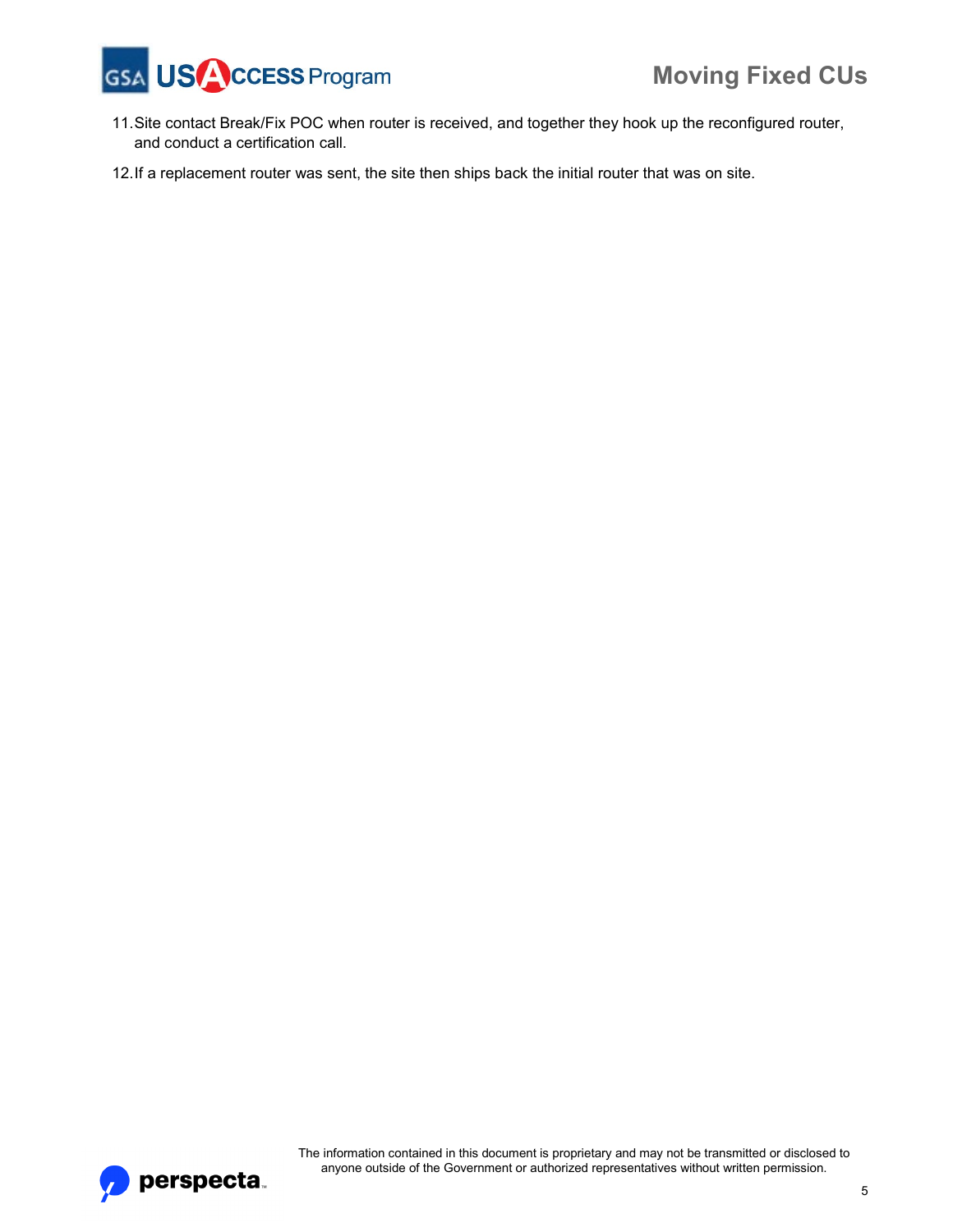11. Site contact Break/Fix POC when router is received, and together they hook up the reconfigured router, and conduct a certification call.

12. If a replacement router was sent, the site then ships back the initial router that was on site.